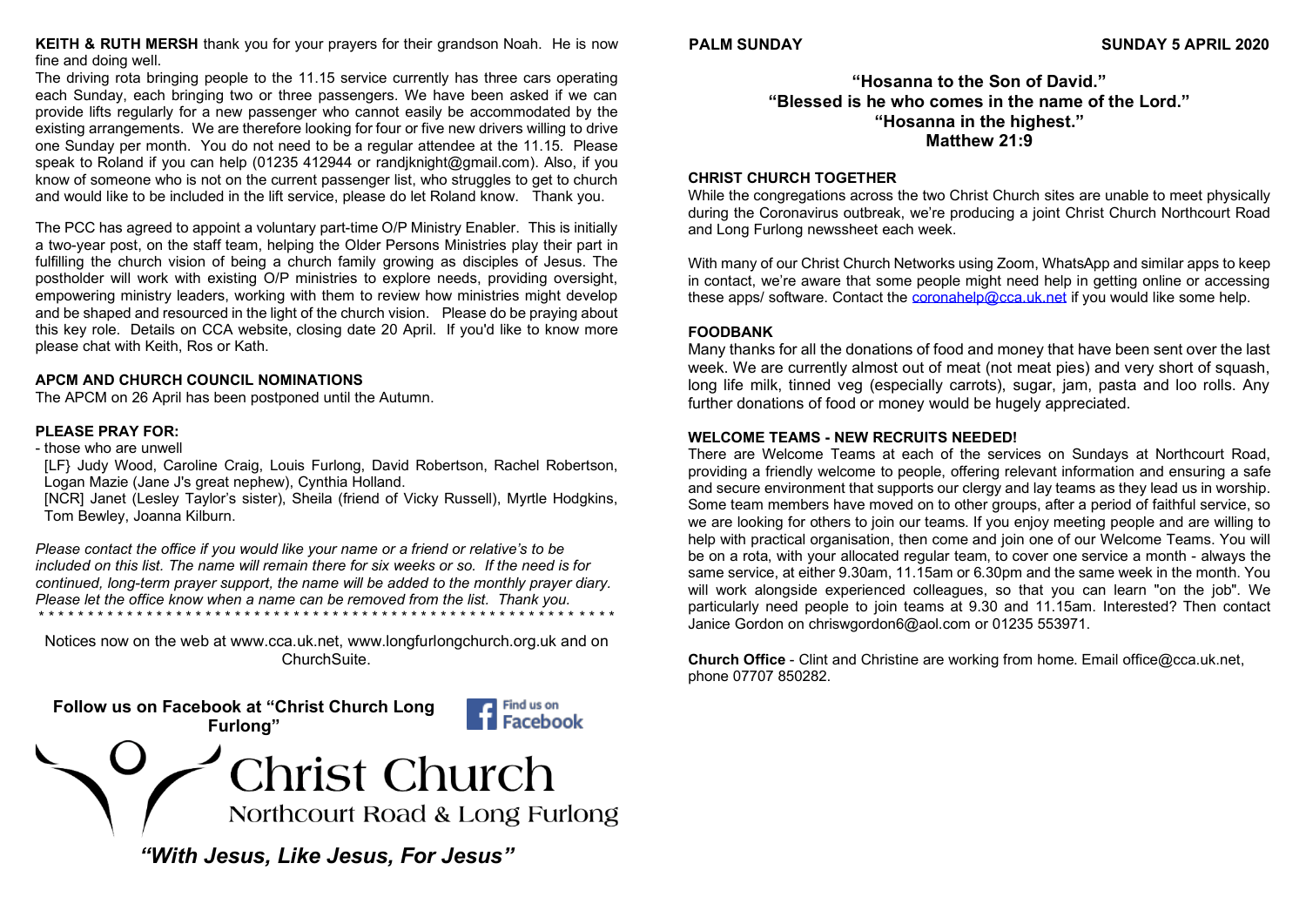**KEITH & RUTH MERSH** thank you for your prayers for their grandson Noah. He is now fine and doing well.

The driving rota bringing people to the 11.15 service currently has three cars operating each Sunday, each bringing two or three passengers. We have been asked if we can provide lifts regularly for a new passenger who cannot easily be accommodated by the existing arrangements. We are therefore looking for four or five new drivers willing to drive one Sunday per month. You do not need to be a regular attendee at the 11.15. Please speak to Roland if you can help (01235 412944 or randjknight@gmail.com). Also, if you know of someone who is not on the current passenger list, who struggles to get to church and would like to be included in the lift service, please do let Roland know. Thank you.

The PCC has agreed to appoint a voluntary part-time O/P Ministry Enabler. This is initially a two-year post, on the staff team, helping the Older Persons Ministries play their part in fulfilling the church vision of being a church family growing as disciples of Jesus. The postholder will work with existing O/P ministries to explore needs, providing oversight, empowering ministry leaders, working with them to review how ministries might develop and be shaped and resourced in the light of the church vision. Please do be praying about this key role. Details on CCA website, closing date 20 April. If you'd like to know more please chat with Keith, Ros or Kath.

**APCM AND CHURCH COUNCIL NOMINATIONS**

The APCM on 26 April has been postponed until the Autumn.

**PLEASE PRAY FOR:**

- those who are unwell

[LF} Judy Wood, Caroline Craig, Louis Furlong, David Robertson, Rachel Robertson, Logan Mazie (Jane J's great nephew), Cynthia Holland.

[NCR] Janet (Lesley Taylor's sister), Sheila (friend of Vicky Russell), Myrtle Hodgkins, Tom Bewley, Joanna Kilburn.

*Please contact the office if you would like your name or a friend or relative's to be included on this list. The name will remain there for six weeks or so. If the need is for continued, long-term prayer support, the name will be added to the monthly prayer diary. Please let the office know when a name can be removed from the list. Thank you.*

* * * * * * * * * * * * * * * * * * * * * * * * * * * * * * * * * * * * * * * * * * * * * * * * * * * * * * * * * * *

Notices now on the web at www.cca.uk.net, www.longfurlongchurch.org.uk and on ChurchSuite.

**Follow us on Facebook at "Christ Church Long Furlong"**

Find us on Facebook

Christ Church
Northcourt Road & Long Furlong

***"With Jesus, Like Jesus, For Jesus"***

**PALM SUNDAY** **SUNDAY 5 APRIL 2020**

**"Hosanna to the Son of David."**
**"Blessed is he who comes in the name of the Lord."**
**"Hosanna in the highest."**
**Matthew 21:9**

**CHRIST CHURCH TOGETHER**

While the congregations across the two Christ Church sites are unable to meet physically during the Coronavirus outbreak, we're producing a joint Christ Church Northcourt Road and Long Furlong newssheet each week.

With many of our Christ Church Networks using Zoom, WhatsApp and similar apps to keep in contact, we're aware that some people might need help in getting online or accessing these apps/ software. Contact the coronahelp@cca.uk.net if you would like some help.

**FOODBANK**

Many thanks for all the donations of food and money that have been sent over the last week. We are currently almost out of meat (not meat pies) and very short of squash, long life milk, tinned veg (especially carrots), sugar, jam, pasta and loo rolls. Any further donations of food or money would be hugely appreciated.

**WELCOME TEAMS - NEW RECRUITS NEEDED!**

There are Welcome Teams at each of the services on Sundays at Northcourt Road, providing a friendly welcome to people, offering relevant information and ensuring a safe and secure environment that supports our clergy and lay teams as they lead us in worship. Some team members have moved on to other groups, after a period of faithful service, so we are looking for others to join our teams. If you enjoy meeting people and are willing to help with practical organisation, then come and join one of our Welcome Teams. You will be on a rota, with your allocated regular team, to cover one service a month - always the same service, at either 9.30am, 11.15am or 6.30pm and the same week in the month. You will work alongside experienced colleagues, so that you can learn "on the job". We particularly need people to join teams at 9.30 and 11.15am. Interested? Then contact Janice Gordon on chriswgordon6@aol.com or 01235 553971.

**Church Office** - Clint and Christine are working from home. Email office@cca.uk.net, phone 07707 850282.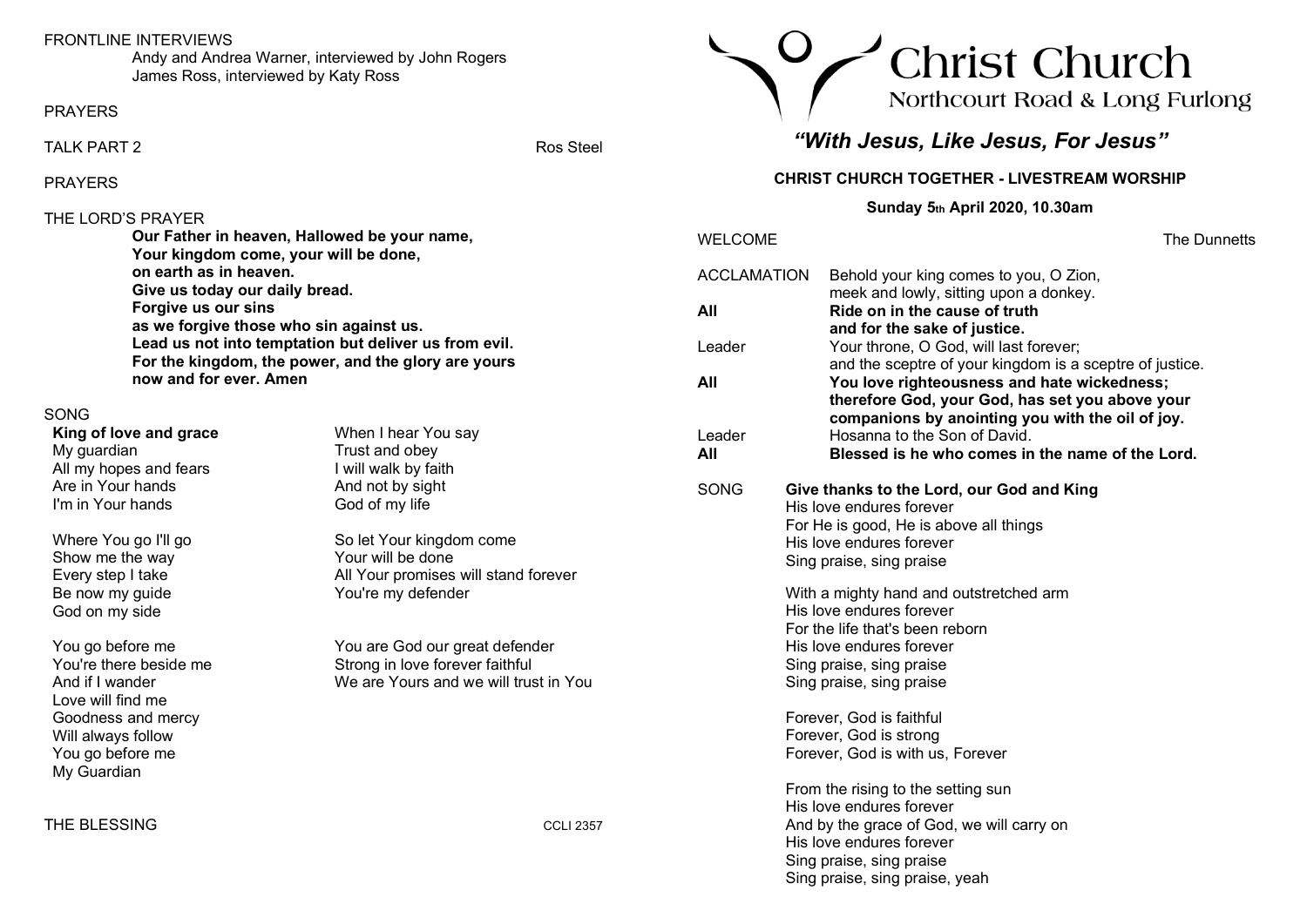# Christ Church

Northcourt Road & Long Furlong

## *"With Jesus, Like Jesus, For Jesus"*

**CHRIST CHURCH TOGETHER - LIVESTREAM WORSHIP**

**Sunday 5th April 2020, 10.30am**

WELCOME — The Dunnetts

ACCLAMATION Behold your king comes to you, O Zion,
meek and lowly, sitting upon a donkey.

**All** **Ride on in the cause of truth**
**and for the sake of justice.**

Leader Your throne, O God, will last forever;
and the sceptre of your kingdom is a sceptre of justice.

**All** **You love righteousness and hate wickedness;**
**therefore God, your God, has set you above your**
**companions by anointing you with the oil of joy.**

Leader Hosanna to the Son of David.

**All** **Blessed is he who comes in the name of the Lord.**

SONG **Give thanks to the Lord, our God and King**
His love endures forever
For He is good, He is above all things
His love endures forever
Sing praise, sing praise

With a mighty hand and outstretched arm
His love endures forever
For the life that's been reborn
His love endures forever
Sing praise, sing praise
Sing praise, sing praise

Forever, God is faithful
Forever, God is strong
Forever, God is with us, Forever

From the rising to the setting sun
His love endures forever
And by the grace of God, we will carry on
His love endures forever
Sing praise, sing praise
Sing praise, sing praise, yeah

FRONTLINE INTERVIEWS
Andy and Andrea Warner, interviewed by John Rogers
James Ross, interviewed by Katy Ross

PRAYERS

TALK PART 2 — Ros Steel

PRAYERS

THE LORD'S PRAYER

**Our Father in heaven, Hallowed be your name,**
**Your kingdom come, your will be done,**
**on earth as in heaven.**
**Give us today our daily bread.**
**Forgive us our sins**
**as we forgive those who sin against us.**
**Lead us not into temptation but deliver us from evil.**
**For the kingdom, the power, and the glory are yours**
**now and for ever. Amen**

SONG

**King of love and grace**
My guardian
All my hopes and fears
Are in Your hands
I'm in Your hands

Where You go I'll go
Show me the way
Every step I take
Be now my guide
God on my side

You go before me
You're there beside me
And if I wander
Love will find me
Goodness and mercy
Will always follow
You go before me
My Guardian

When I hear You say
Trust and obey
I will walk by faith
And not by sight
God of my life

So let Your kingdom come
Your will be done
All Your promises will stand forever
You're my defender

You are God our great defender
Strong in love forever faithful
We are Yours and we will trust in You

THE BLESSING

CCLI 2357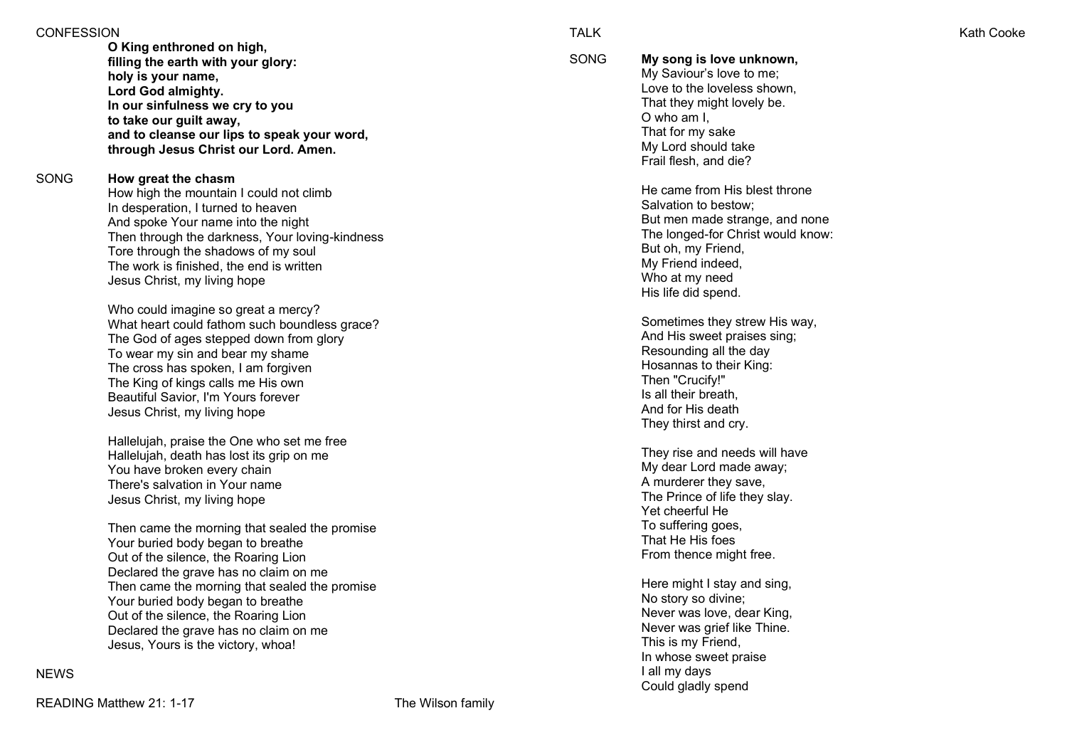CONFESSION

**O King enthroned on high,**
**filling the earth with your glory:**
**holy is your name,**
**Lord God almighty.**
**In our sinfulness we cry to you**
**to take our guilt away,**
**and to cleanse our lips to speak your word,**
**through Jesus Christ our Lord. Amen.**

SONG **How great the chasm**

How high the mountain I could not climb
In desperation, I turned to heaven
And spoke Your name into the night
Then through the darkness, Your loving-kindness
Tore through the shadows of my soul
The work is finished, the end is written
Jesus Christ, my living hope

Who could imagine so great a mercy?
What heart could fathom such boundless grace?
The God of ages stepped down from glory
To wear my sin and bear my shame
The cross has spoken, I am forgiven
The King of kings calls me His own
Beautiful Savior, I'm Yours forever
Jesus Christ, my living hope

Hallelujah, praise the One who set me free
Hallelujah, death has lost its grip on me
You have broken every chain
There's salvation in Your name
Jesus Christ, my living hope

Then came the morning that sealed the promise
Your buried body began to breathe
Out of the silence, the Roaring Lion
Declared the grave has no claim on me
Then came the morning that sealed the promise
Your buried body began to breathe
Out of the silence, the Roaring Lion
Declared the grave has no claim on me
Jesus, Yours is the victory, whoa!

NEWS

READING Matthew 21: 1-17 — The Wilson family

TALK — Kath Cooke

SONG **My song is love unknown,**

My Saviour's love to me;
Love to the loveless shown,
That they might lovely be.
O who am I,
That for my sake
My Lord should take
Frail flesh, and die?

He came from His blest throne
Salvation to bestow;
But men made strange, and none
The longed-for Christ would know:
But oh, my Friend,
My Friend indeed,
Who at my need
His life did spend.

Sometimes they strew His way,
And His sweet praises sing;
Resounding all the day
Hosannas to their King:
Then "Crucify!"
Is all their breath,
And for His death
They thirst and cry.

They rise and needs will have
My dear Lord made away;
A murderer they save,
The Prince of life they slay.
Yet cheerful He
To suffering goes,
That He His foes
From thence might free.

Here might I stay and sing,
No story so divine;
Never was love, dear King,
Never was grief like Thine.
This is my Friend,
In whose sweet praise
I all my days
Could gladly spend